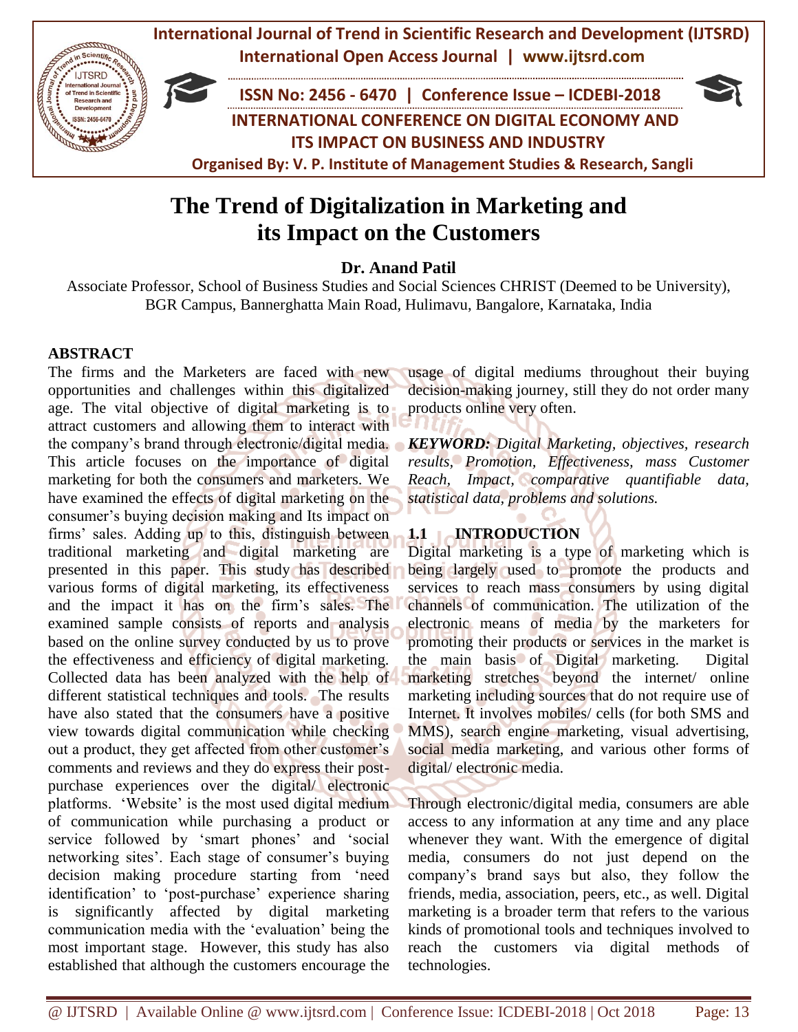# The Trend of Digitalization in Marketing and its Impact on the Customers

**Dr. Anand Patil**

Associate Professor, School of Business Studies and Social Sciences CHRIST (Deemed to be University), BGR Campus, Bannerghatta Main Road, Hulimavu, Bangalore, Karnataka, India

## ABSTRACT

The firms and the Marketers are faced with new opportunities and challenges within this digitalized age. The vital objective of digital marketing is to attract customers and allowing them to interact with the company's brand through electronic/digital media. This article focuses on the importance of digital marketing for both the consumers and marketers. We have examined the effects of digital marketing on the consumer's buying decision making and Its impact on firms' sales. Adding up to this, distinguish between traditional marketing and digital marketing are presented in this paper. This study has described various forms of digital marketing, its effectiveness and the impact it has on the firm's sales. The examined sample consists of reports and analysis based on the online survey conducted by us to prove the effectiveness and efficiency of digital marketing. Collected data has been analyzed with the help of different statistical techniques and tools. The results have also stated that the consumers have a positive view towards digital communication while checking out a product, they get affected from other customer's comments and reviews and they do express their post-purchase experiences over the digital/ electronic platforms. 'Website' is the most used digital medium of communication while purchasing a product or service followed by 'smart phones' and 'social networking sites'. Each stage of consumer's buying decision making procedure starting from 'need identification' to 'post-purchase' experience sharing is significantly affected by digital marketing communication media with the 'evaluation' being the most important stage. However, this study has also established that although the customers encourage the usage of digital mediums throughout their buying decision-making journey, still they do not order many products online very often.

***KEYWORD:*** *Digital Marketing, objectives, research results, Promotion, Effectiveness, mass Customer Reach, Impact, comparative quantifiable data, statistical data, problems and solutions.*

## 1.1 INTRODUCTION

Digital marketing is a type of marketing which is being largely used to promote the products and services to reach mass consumers by using digital channels of communication. The utilization of the electronic means of media by the marketers for promoting their products or services in the market is the main basis of Digital marketing. Digital marketing stretches beyond the internet/ online marketing including sources that do not require use of Internet. It involves mobiles/ cells (for both SMS and MMS), search engine marketing, visual advertising, social media marketing, and various other forms of digital/ electronic media.

Through electronic/digital media, consumers are able access to any information at any time and any place whenever they want. With the emergence of digital media, consumers do not just depend on the company's brand says but also, they follow the friends, media, association, peers, etc., as well. Digital marketing is a broader term that refers to the various kinds of promotional tools and techniques involved to reach the customers via digital methods of technologies.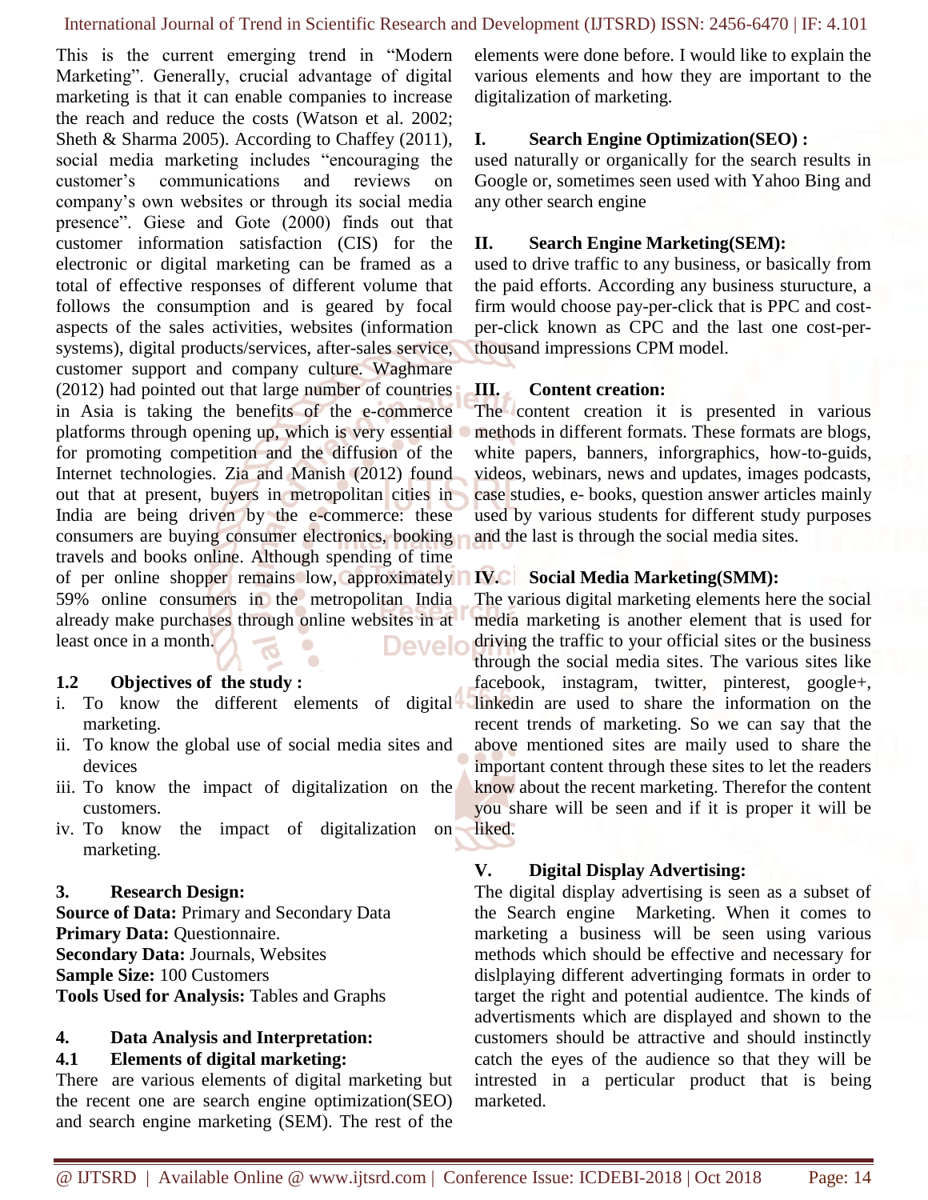This is the current emerging trend in "Modern Marketing". Generally, crucial advantage of digital marketing is that it can enable companies to increase the reach and reduce the costs (Watson et al. 2002; Sheth & Sharma 2005). According to Chaffey (2011), social media marketing includes "encouraging the customer's communications and reviews on company's own websites or through its social media presence". Giese and Gote (2000) finds out that customer information satisfaction (CIS) for the electronic or digital marketing can be framed as a total of effective responses of different volume that follows the consumption and is geared by focal aspects of the sales activities, websites (information systems), digital products/services, after-sales service, customer support and company culture. Waghmare (2012) had pointed out that large number of countries in Asia is taking the benefits of the e-commerce platforms through opening up, which is very essential for promoting competition and the diffusion of the Internet technologies. Zia and Manish (2012) found out that at present, buyers in metropolitan cities in India are being driven by the e-commerce: these consumers are buying consumer electronics, booking travels and books online. Although spending of time of per online shopper remains low, approximately 59% online consumers in the metropolitan India already make purchases through online websites in at least once in a month.

### 1.2 Objectives of the study :

i. To know the different elements of digital marketing.
ii. To know the global use of social media sites and devices
iii. To know the impact of digitalization on the customers.
iv. To know the impact of digitalization on marketing.

## 3. Research Design:

**Source of Data:** Primary and Secondary Data
**Primary Data:** Questionnaire.
**Secondary Data:** Journals, Websites
**Sample Size:** 100 Customers
**Tools Used for Analysis:** Tables and Graphs

## 4. Data Analysis and Interpretation:

### 4.1 Elements of digital marketing:

There are various elements of digital marketing but the recent one are search engine optimization(SEO) and search engine marketing (SEM). The rest of the elements were done before. I would like to explain the various elements and how they are important to the digitalization of marketing.

**I. Search Engine Optimization(SEO) :**

used naturally or organically for the search results in Google or, sometimes seen used with Yahoo Bing and any other search engine

**II. Search Engine Marketing(SEM):**

used to drive traffic to any business, or basically from the paid efforts. According any business sturucture, a firm would choose pay-per-click that is PPC and cost-per-click known as CPC and the last one cost-per-thousand impressions CPM model.

**III. Content creation:**

The content creation it is presented in various methods in different formats. These formats are blogs, white papers, banners, inforgraphics, how-to-guids, videos, webinars, news and updates, images podcasts, case studies, e- books, question answer articles mainly used by various students for different study purposes and the last is through the social media sites.

**IV. Social Media Marketing(SMM):**

The various digital marketing elements here the social media marketing is another element that is used for driving the traffic to your official sites or the business through the social media sites. The various sites like facebook, instagram, twitter, pinterest, google+, linkedin are used to share the information on the recent trends of marketing. So we can say that the above mentioned sites are maily used to share the important content through these sites to let the readers know about the recent marketing. Therefor the content you share will be seen and if it is proper it will be liked.

**V. Digital Display Advertising:**

The digital display advertising is seen as a subset of the Search engine Marketing. When it comes to marketing a business will be seen using various methods which should be effective and necessary for dislplaying different advertinging formats in order to target the right and potential audientce. The kinds of advertisments which are displayed and shown to the customers should be attractive and should instinctly catch the eyes of the audience so that they will be intrested in a perticular product that is being marketed.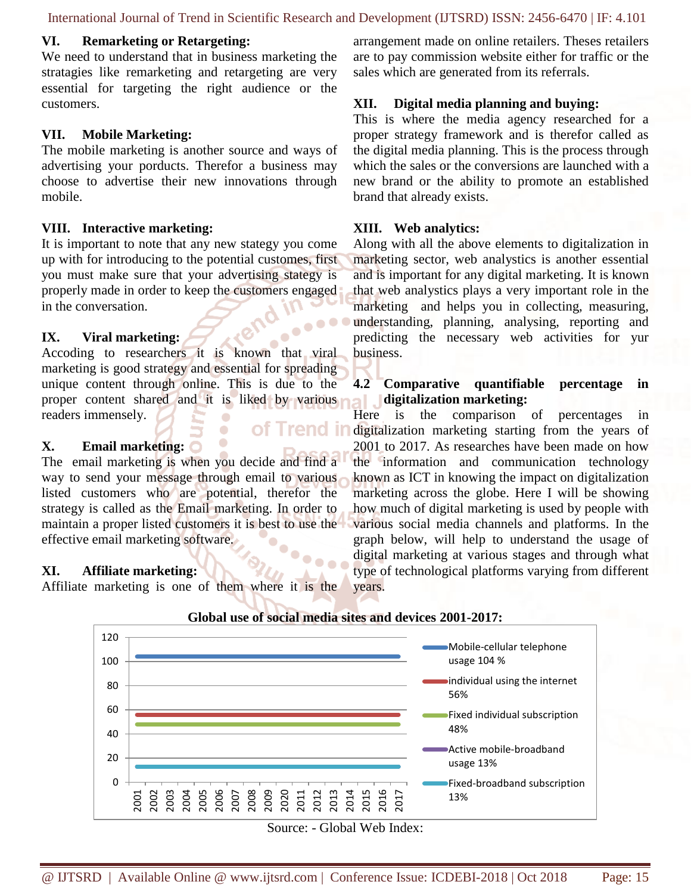### VI. Remarketing or Retargeting:

We need to understand that in business marketing the stratagies like remarketing and retargeting are very essential for targeting the right audience or the customers.

### VII. Mobile Marketing:

The mobile marketing is another source and ways of advertising your porducts. Therefor a business may choose to advertise their new innovations through mobile.

### VIII. Interactive marketing:

It is important to note that any new stategy you come up with for introducing to the potential customes, first you must make sure that your advertising stategy is properly made in order to keep the customers engaged in the conversation.

### IX. Viral marketing:

Accoding to researchers it is known that viral marketing is good strategy and essential for spreading unique content through online. This is due to the proper content shared and it is liked by various readers immensely.

### X. Email marketing:

The email marketing is when you decide and find a way to send your message through email to various listed customers who are potential, therefor the strategy is called as the Email marketing. In order to maintain a proper listed customers it is best to use the effective email marketing software.

### XI. Affiliate marketing:

Affiliate marketing is one of them where it is the arrangement made on online retailers. Theses retailers are to pay commission website either for traffic or the sales which are generated from its referrals.

### XII. Digital media planning and buying:

This is where the media agency researched for a proper strategy framework and is therefor called as the digital media planning. This is the process through which the sales or the conversions are launched with a new brand or the ability to promote an established brand that already exists.

### XIII. Web analytics:

Along with all the above elements to digitalization in marketing sector, web analystics is another essential and is important for any digital marketing. It is known that web analystics plays a very important role in the marketing and helps you in collecting, measuring, understanding, planning, analysing, reporting and predicting the necessary web activities for yur business.

## 4.2 Comparative quantifiable percentage in digitalization marketing:

Here is the comparison of percentages in digitalization marketing starting from the years of 2001 to 2017. As researches have been made on how the information and communication technology known as ICT in knowing the impact on digitalization marketing across the globe. Here I will be showing how much of digital marketing is used by people with various social media channels and platforms. In the graph below, will help to understand the usage of digital marketing at various stages and through what type of technological platforms varying from different years.

**Global use of social media sites and devices 2001-2017:**

| Series | Value |
|---|---|
| Mobile-cellular telephone usage | 104 % |
| individual using the internet | 56% |
| Fixed individual subscription | 48% |
| Active mobile-broadband usage | 13% |
| Fixed-broadband subscription | 13% |

Source: - Global Web Index: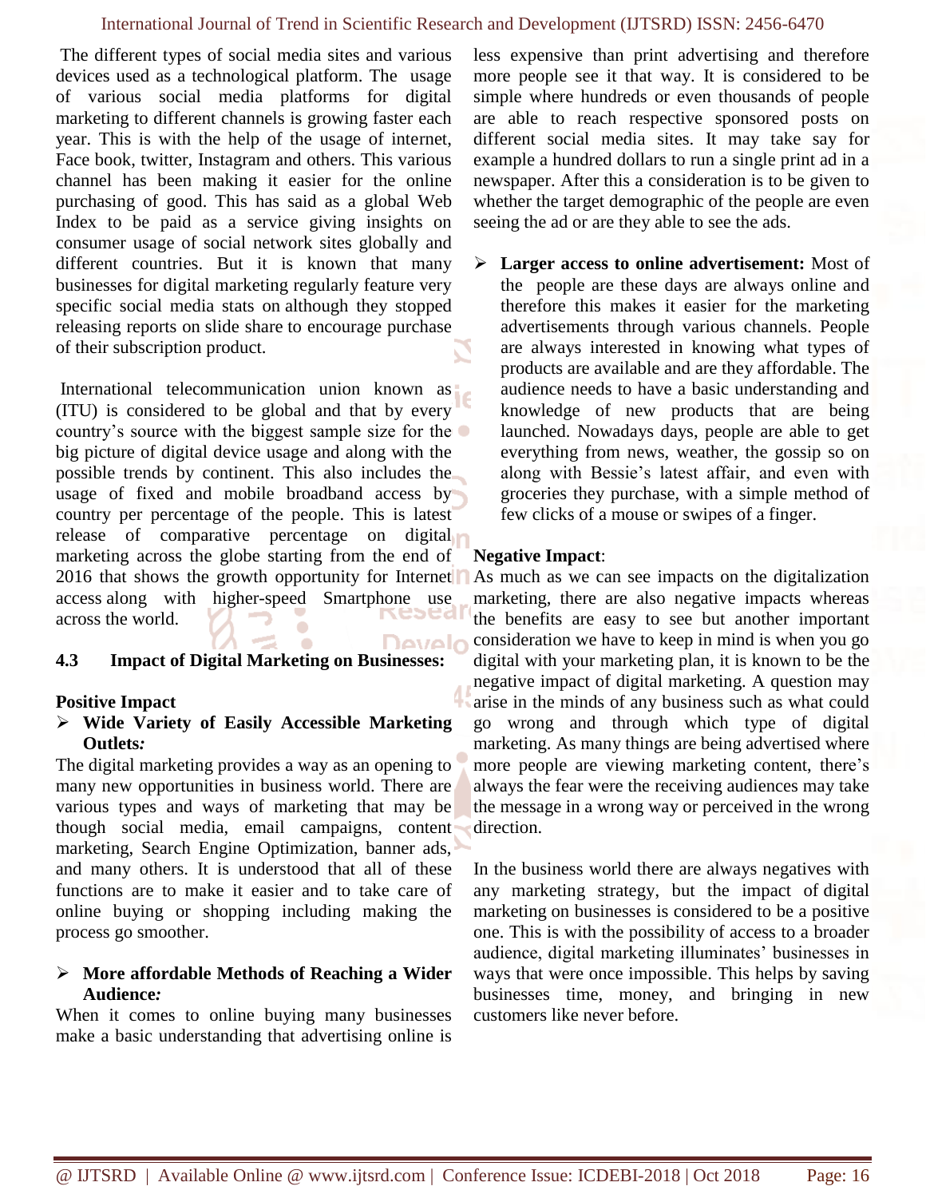The different types of social media sites and various devices used as a technological platform. The usage of various social media platforms for digital marketing to different channels is growing faster each year. This is with the help of the usage of internet, Face book, twitter, Instagram and others. This various channel has been making it easier for the online purchasing of good. This has said as a global Web Index to be paid as a service giving insights on consumer usage of social network sites globally and different countries. But it is known that many businesses for digital marketing regularly feature very specific social media stats on although they stopped releasing reports on slide share to encourage purchase of their subscription product.

International telecommunication union known as (ITU) is considered to be global and that by every country's source with the biggest sample size for the big picture of digital device usage and along with the possible trends by continent. This also includes the usage of fixed and mobile broadband access by country per percentage of the people. This is latest release of comparative percentage on digital marketing across the globe starting from the end of 2016 that shows the growth opportunity for Internet access along with higher-speed Smartphone use across the world.

### 4.3 Impact of Digital Marketing on Businesses:

**Positive Impact**

- **Wide Variety of Easily Accessible Marketing Outlets*:***

The digital marketing provides a way as an opening to many new opportunities in business world. There are various types and ways of marketing that may be though social media, email campaigns, content marketing, Search Engine Optimization, banner ads, and many others. It is understood that all of these functions are to make it easier and to take care of online buying or shopping including making the process go smoother.

- **More affordable Methods of Reaching a Wider Audience*:***

When it comes to online buying many businesses make a basic understanding that advertising online is less expensive than print advertising and therefore more people see it that way. It is considered to be simple where hundreds or even thousands of people are able to reach respective sponsored posts on different social media sites. It may take say for example a hundred dollars to run a single print ad in a newspaper. After this a consideration is to be given to whether the target demographic of the people are even seeing the ad or are they able to see the ads.

- **Larger access to online advertisement:** Most of the people are these days are always online and therefore this makes it easier for the marketing advertisements through various channels. People are always interested in knowing what types of products are available and are they affordable. The audience needs to have a basic understanding and knowledge of new products that are being launched. Nowadays days, people are able to get everything from news, weather, the gossip so on along with Bessie's latest affair, and even with groceries they purchase, with a simple method of few clicks of a mouse or swipes of a finger.

**Negative Impact**:

As much as we can see impacts on the digitalization marketing, there are also negative impacts whereas the benefits are easy to see but another important consideration we have to keep in mind is when you go digital with your marketing plan, it is known to be the negative impact of digital marketing. A question may arise in the minds of any business such as what could go wrong and through which type of digital marketing. As many things are being advertised where more people are viewing marketing content, there's always the fear were the receiving audiences may take the message in a wrong way or perceived in the wrong direction.

In the business world there are always negatives with any marketing strategy, but the impact of digital marketing on businesses is considered to be a positive one. This is with the possibility of access to a broader audience, digital marketing illuminates' businesses in ways that were once impossible. This helps by saving businesses time, money, and bringing in new customers like never before.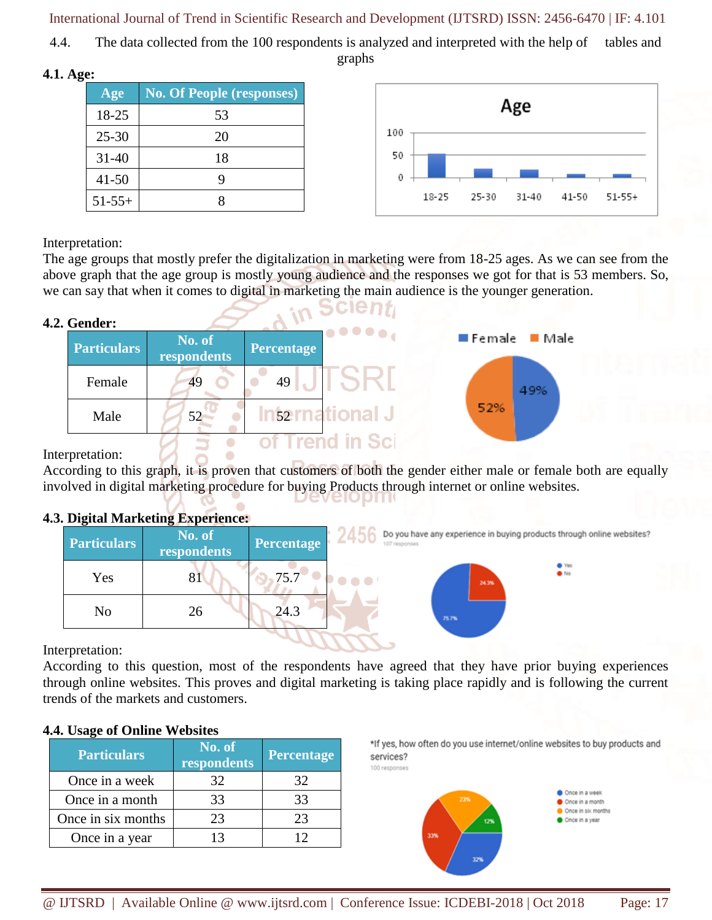4.4. The data collected from the 100 respondents is analyzed and interpreted with the help of tables and graphs

### 4.1. Age:

| Age | No. Of People (responses) |
|---|---|
| 18-25 | 53 |
| 25-30 | 20 |
| 31-40 | 18 |
| 41-50 | 9 |
| 51-55+ | 8 |

Interpretation:

The age groups that mostly prefer the digitalization in marketing were from 18-25 ages. As we can see from the above graph that the age group is mostly young audience and the responses we got for that is 53 members. So, we can say that when it comes to digital in marketing the main audience is the younger generation.

### 4.2. Gender:

| Particulars | No. of respondents | Percentage |
|---|---|---|
| Female | 49 | 49 |
| Male | 52 | 52 |

Interpretation:

According to this graph, it is proven that customers of both the gender either male or female both are equally involved in digital marketing procedure for buying Products through internet or online websites.

### 4.3. Digital Marketing Experience:

| Particulars | No. of respondents | Percentage |
|---|---|---|
| Yes | 81 | 75.7 |
| No | 26 | 24.3 |

Interpretation:

According to this question, most of the respondents have agreed that they have prior buying experiences through online websites. This proves and digital marketing is taking place rapidly and is following the current trends of the markets and customers.

### 4.4. Usage of Online Websites

| Particulars | No. of respondents | Percentage |
|---|---|---|
| Once in a week | 32 | 32 |
| Once in a month | 33 | 33 |
| Once in six months | 23 | 23 |
| Once in a year | 13 | 12 |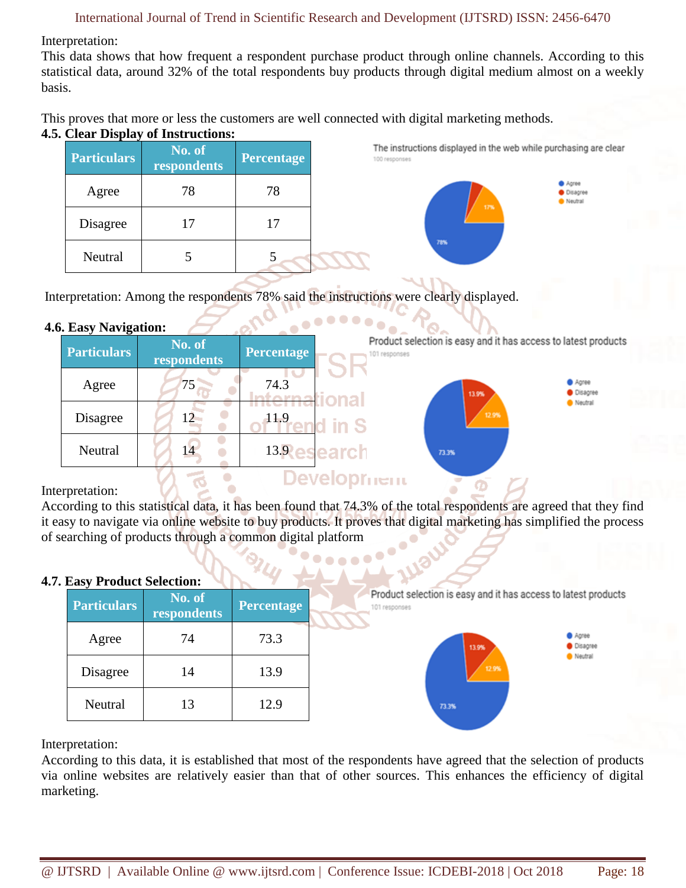Interpretation:
This data shows that how frequent a respondent purchase product through online channels. According to this statistical data, around 32% of the total respondents buy products through digital medium almost on a weekly basis.

This proves that more or less the customers are well connected with digital marketing methods.

### 4.5. Clear Display of Instructions:

| Particulars | No. of respondents | Percentage |
|---|---|---|
| Agree | 78 | 78 |
| Disagree | 17 | 17 |
| Neutral | 5 | 5 |

The instructions displayed in the web while purchasing are clear
100 responses

Interpretation: Among the respondents 78% said the instructions were clearly displayed.

### 4.6. Easy Navigation:

| Particulars | No. of respondents | Percentage |
|---|---|---|
| Agree | 75 | 74.3 |
| Disagree | 12 | 11.9 |
| Neutral | 14 | 13.9 |

Product selection is easy and it has access to latest products
101 responses

Interpretation:
According to this statistical data, it has been found that 74.3% of the total respondents are agreed that they find it easy to navigate via online website to buy products. It proves that digital marketing has simplified the process of searching of products through a common digital platform

### 4.7. Easy Product Selection:

| Particulars | No. of respondents | Percentage |
|---|---|---|
| Agree | 74 | 73.3 |
| Disagree | 14 | 13.9 |
| Neutral | 13 | 12.9 |

Product selection is easy and it has access to latest products
101 responses

Interpretation:
According to this data, it is established that most of the respondents have agreed that the selection of products via online websites are relatively easier than that of other sources. This enhances the efficiency of digital marketing.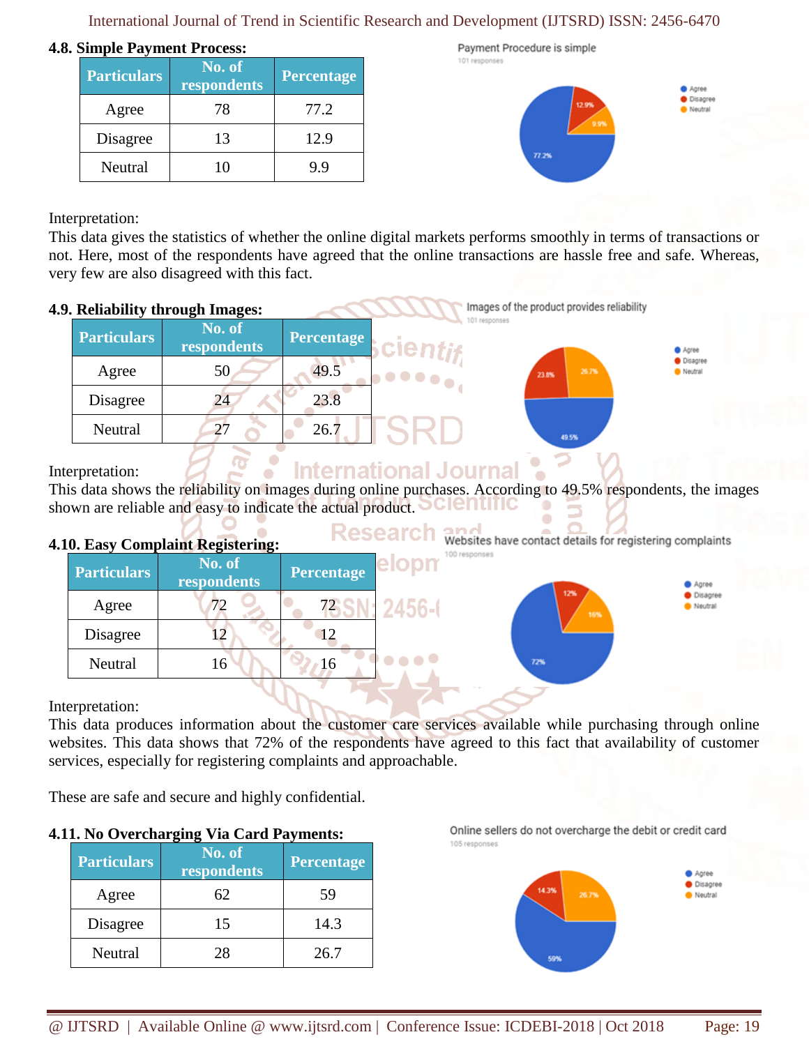### 4.8. Simple Payment Process:

| Particulars | No. of respondents | Percentage |
|---|---|---|
| Agree | 78 | 77.2 |
| Disagree | 13 | 12.9 |
| Neutral | 10 | 9.9 |

Interpretation:
This data gives the statistics of whether the online digital markets performs smoothly in terms of transactions or not. Here, most of the respondents have agreed that the online transactions are hassle free and safe. Whereas, very few are also disagreed with this fact.

### 4.9. Reliability through Images:

| Particulars | No. of respondents | Percentage |
|---|---|---|
| Agree | 50 | 49.5 |
| Disagree | 24 | 23.8 |
| Neutral | 27 | 26.7 |

Interpretation:
This data shows the reliability on images during online purchases. According to 49.5% respondents, the images shown are reliable and easy to indicate the actual product.

### 4.10. Easy Complaint Registering:

| Particulars | No. of respondents | Percentage |
|---|---|---|
| Agree | 72 | 72 |
| Disagree | 12 | 12 |
| Neutral | 16 | 16 |

Interpretation:
This data produces information about the customer care services available while purchasing through online websites. This data shows that 72% of the respondents have agreed to this fact that availability of customer services, especially for registering complaints and approachable.

These are safe and secure and highly confidential.

### 4.11. No Overcharging Via Card Payments:

| Particulars | No. of respondents | Percentage |
|---|---|---|
| Agree | 62 | 59 |
| Disagree | 15 | 14.3 |
| Neutral | 28 | 26.7 |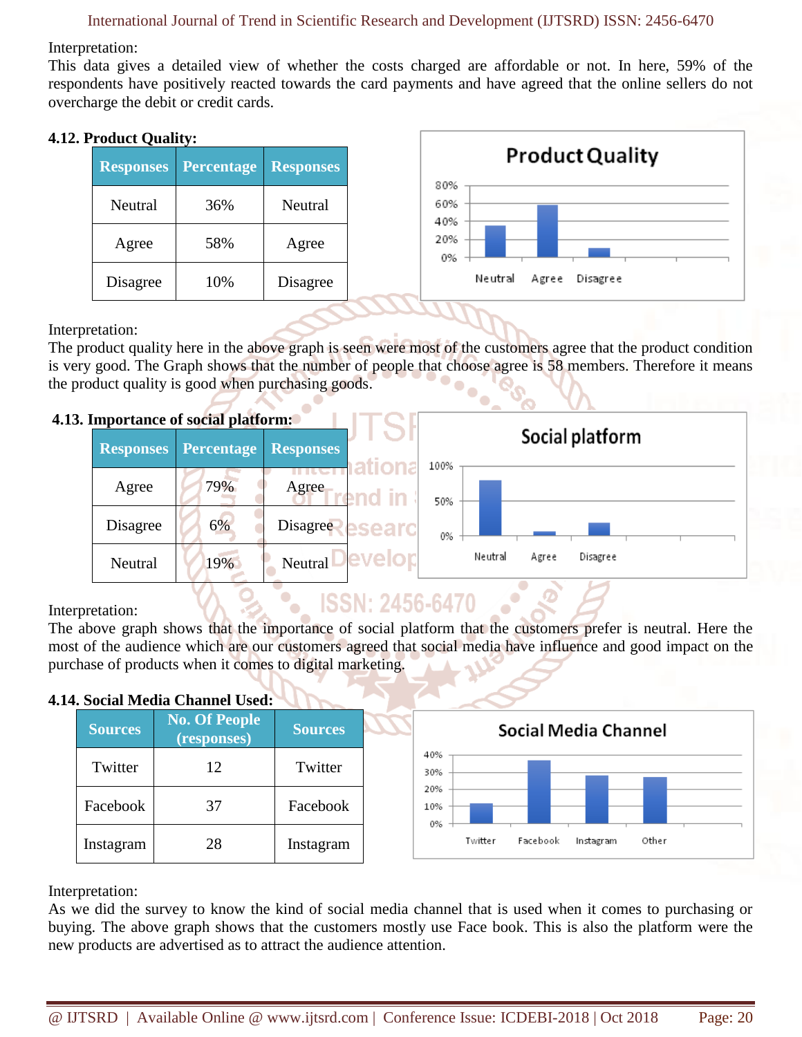Interpretation:

This data gives a detailed view of whether the costs charged are affordable or not. In here, 59% of the respondents have positively reacted towards the card payments and have agreed that the online sellers do not overcharge the debit or credit cards.

**4.12. Product Quality:**

| Responses | Percentage | Responses |
|---|---|---|
| Neutral | 36% | Neutral |
| Agree | 58% | Agree |
| Disagree | 10% | Disagree |

Interpretation:

The product quality here in the above graph is seen were most of the customers agree that the product condition is very good. The Graph shows that the number of people that choose agree is 58 members. Therefore it means the product quality is good when purchasing goods.

**4.13. Importance of social platform:**

| Responses | Percentage | Responses |
|---|---|---|
| Agree | 79% | Agree |
| Disagree | 6% | Disagree |
| Neutral | 19% | Neutral |

Interpretation:

The above graph shows that the importance of social platform that the customers prefer is neutral. Here the most of the audience which are our customers agreed that social media have influence and good impact on the purchase of products when it comes to digital marketing.

**4.14. Social Media Channel Used:**

| Sources | No. Of People (responses) | Sources |
|---|---|---|
| Twitter | 12 | Twitter |
| Facebook | 37 | Facebook |
| Instagram | 28 | Instagram |

Interpretation:

As we did the survey to know the kind of social media channel that is used when it comes to purchasing or buying. The above graph shows that the customers mostly use Face book. This is also the platform were the new products are advertised as to attract the audience attention.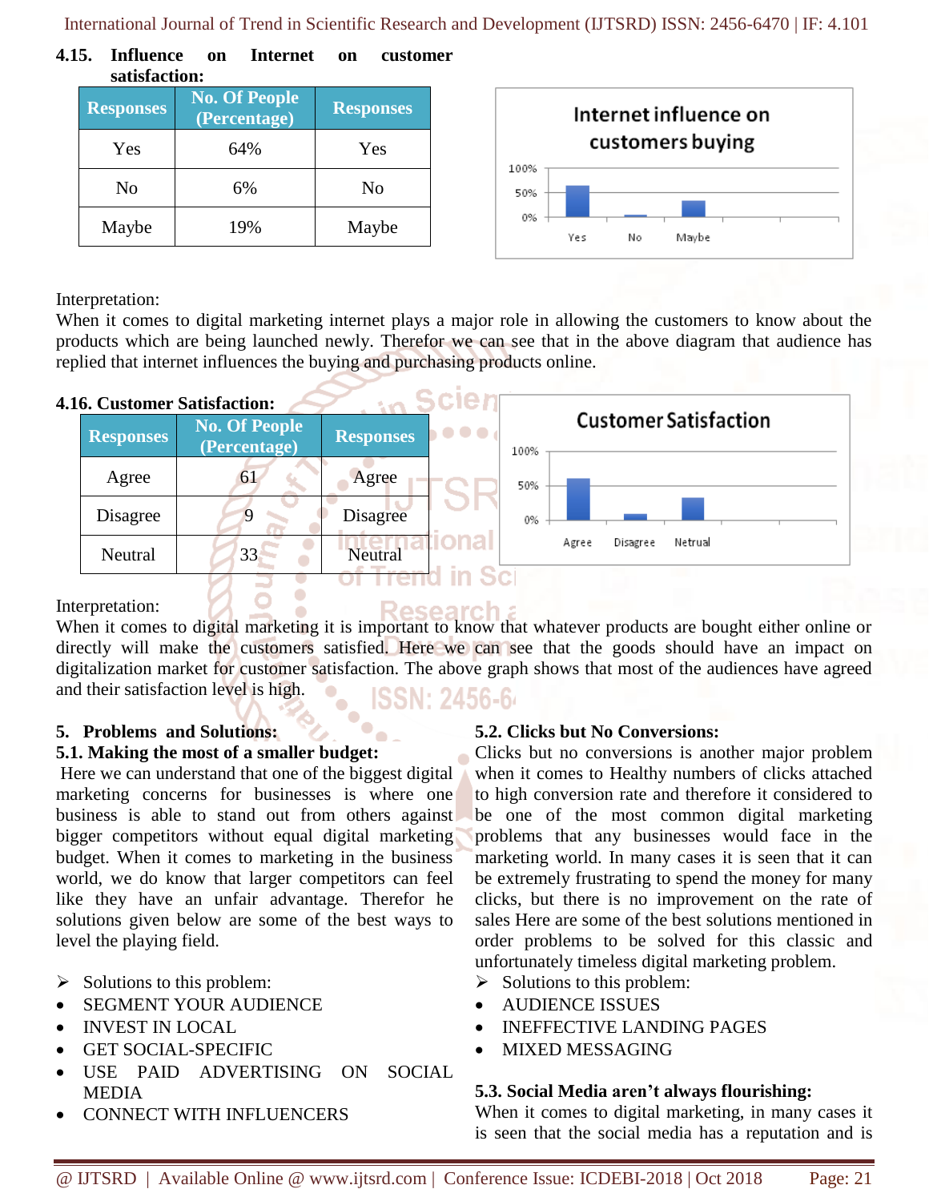### 4.15. Influence on Internet on customer satisfaction:

| Responses | No. Of People (Percentage) | Responses |
|---|---|---|
| Yes | 64% | Yes |
| No | 6% | No |
| Maybe | 19% | Maybe |

Internet influence on customers buying

Interpretation:
When it comes to digital marketing internet plays a major role in allowing the customers to know about the products which are being launched newly. Therefor we can see that in the above diagram that audience has replied that internet influences the buying and purchasing products online.

### 4.16. Customer Satisfaction:

| Responses | No. Of People (Percentage) | Responses |
|---|---|---|
| Agree | 61 | Agree |
| Disagree | 9 | Disagree |
| Neutral | 33 | Neutral |

Customer Satisfaction

Interpretation:
When it comes to digital marketing it is important to know that whatever products are bought either online or directly will make the customers satisfied. Here we can see that the goods should have an impact on digitalization market for customer satisfaction. The above graph shows that most of the audiences have agreed and their satisfaction level is high.

## 5. Problems and Solutions:

### 5.1. Making the most of a smaller budget:

Here we can understand that one of the biggest digital marketing concerns for businesses is where one business is able to stand out from others against bigger competitors without equal digital marketing budget. When it comes to marketing in the business world, we do know that larger competitors can feel like they have an unfair advantage. Therefor he solutions given below are some of the best ways to level the playing field.

➢ Solutions to this problem:
- SEGMENT YOUR AUDIENCE
- INVEST IN LOCAL
- GET SOCIAL-SPECIFIC
- USE PAID ADVERTISING ON SOCIAL MEDIA
- CONNECT WITH INFLUENCERS

### 5.2. Clicks but No Conversions:

Clicks but no conversions is another major problem when it comes to Healthy numbers of clicks attached to high conversion rate and therefore it considered to be one of the most common digital marketing problems that any businesses would face in the marketing world. In many cases it is seen that it can be extremely frustrating to spend the money for many clicks, but there is no improvement on the rate of sales Here are some of the best solutions mentioned in order problems to be solved for this classic and unfortunately timeless digital marketing problem.

➢ Solutions to this problem:
- AUDIENCE ISSUES
- INEFFECTIVE LANDING PAGES
- MIXED MESSAGING

### 5.3. Social Media aren't always flourishing:

When it comes to digital marketing, in many cases it is seen that the social media has a reputation and is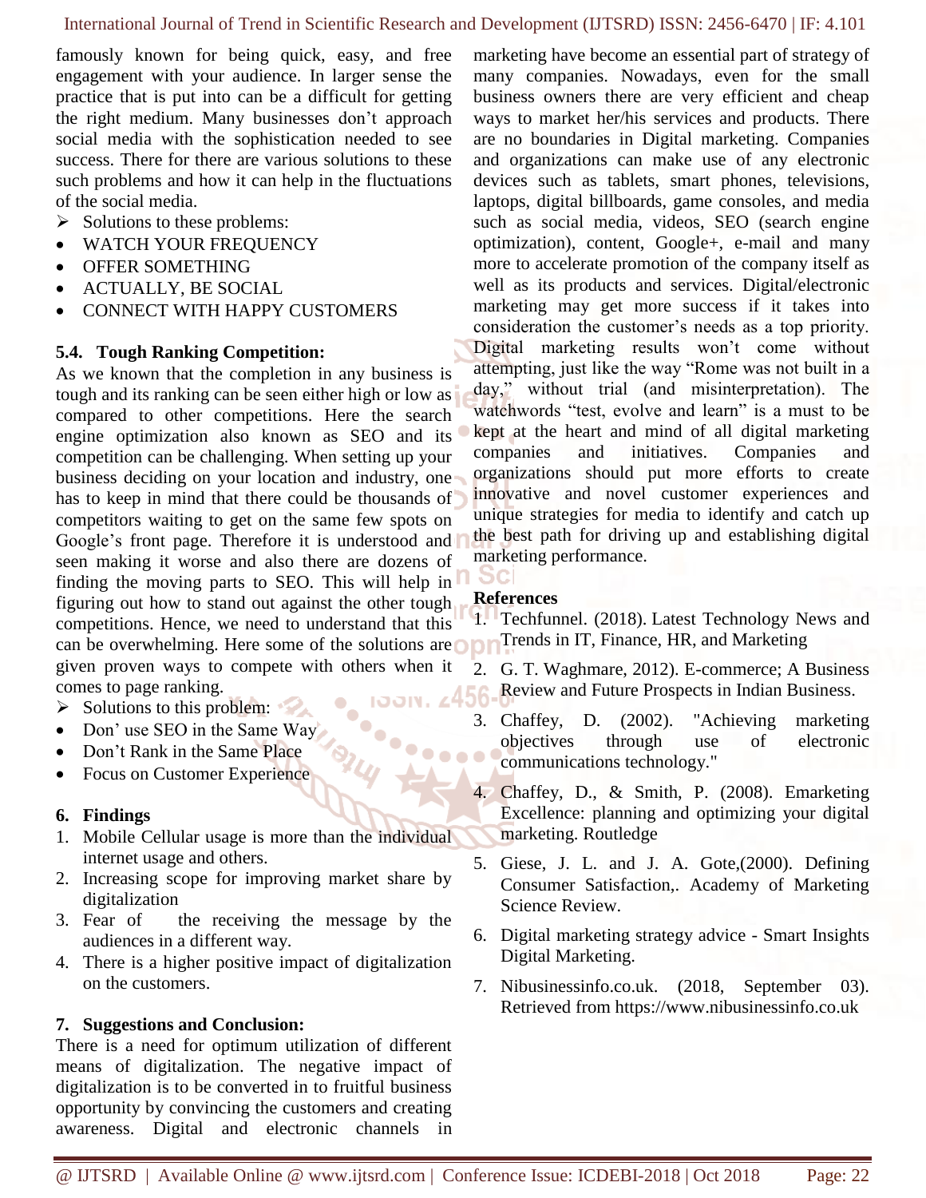famously known for being quick, easy, and free engagement with your audience. In larger sense the practice that is put into can be a difficult for getting the right medium. Many businesses don't approach social media with the sophistication needed to see success. There for there are various solutions to these such problems and how it can help in the fluctuations of the social media.

- ➢ Solutions to these problems:
- WATCH YOUR FREQUENCY
- OFFER SOMETHING
- ACTUALLY, BE SOCIAL
- CONNECT WITH HAPPY CUSTOMERS

### 5.4. Tough Ranking Competition:

As we known that the completion in any business is tough and its ranking can be seen either high or low as compared to other competitions. Here the search engine optimization also known as SEO and its competition can be challenging. When setting up your business deciding on your location and industry, one has to keep in mind that there could be thousands of competitors waiting to get on the same few spots on Google's front page. Therefore it is understood and seen making it worse and also there are dozens of finding the moving parts to SEO. This will help in figuring out how to stand out against the other tough competitions. Hence, we need to understand that this can be overwhelming. Here some of the solutions are given proven ways to compete with others when it comes to page ranking.

- ➢ Solutions to this problem:
- Don' use SEO in the Same Way
- Don't Rank in the Same Place
- Focus on Customer Experience

## 6. Findings

1. Mobile Cellular usage is more than the individual internet usage and others.
2. Increasing scope for improving market share by digitalization
3. Fear of the receiving the message by the audiences in a different way.
4. There is a higher positive impact of digitalization on the customers.

## 7. Suggestions and Conclusion:

There is a need for optimum utilization of different means of digitalization. The negative impact of digitalization is to be converted in to fruitful business opportunity by convincing the customers and creating awareness. Digital and electronic channels in marketing have become an essential part of strategy of many companies. Nowadays, even for the small business owners there are very efficient and cheap ways to market her/his services and products. There are no boundaries in Digital marketing. Companies and organizations can make use of any electronic devices such as tablets, smart phones, televisions, laptops, digital billboards, game consoles, and media such as social media, videos, SEO (search engine optimization), content, Google+, e-mail and many more to accelerate promotion of the company itself as well as its products and services. Digital/electronic marketing may get more success if it takes into consideration the customer's needs as a top priority. Digital marketing results won't come without attempting, just like the way "Rome was not built in a day," without trial (and misinterpretation). The watchwords "test, evolve and learn" is a must to be kept at the heart and mind of all digital marketing companies and initiatives. Companies and organizations should put more efforts to create innovative and novel customer experiences and unique strategies for media to identify and catch up the best path for driving up and establishing digital marketing performance.

## References

1. Techfunnel. (2018). Latest Technology News and Trends in IT, Finance, HR, and Marketing
2. G. T. Waghmare, 2012). E-commerce; A Business Review and Future Prospects in Indian Business.
3. Chaffey, D. (2002). "Achieving marketing objectives through use of electronic communications technology."
4. Chaffey, D., & Smith, P. (2008). Emarketing Excellence: planning and optimizing your digital marketing. Routledge
5. Giese, J. L. and J. A. Gote,(2000). Defining Consumer Satisfaction,. Academy of Marketing Science Review.
6. Digital marketing strategy advice - Smart Insights Digital Marketing.
7. Nibusinessinfo.co.uk. (2018, September 03). Retrieved from https://www.nibusinessinfo.co.uk